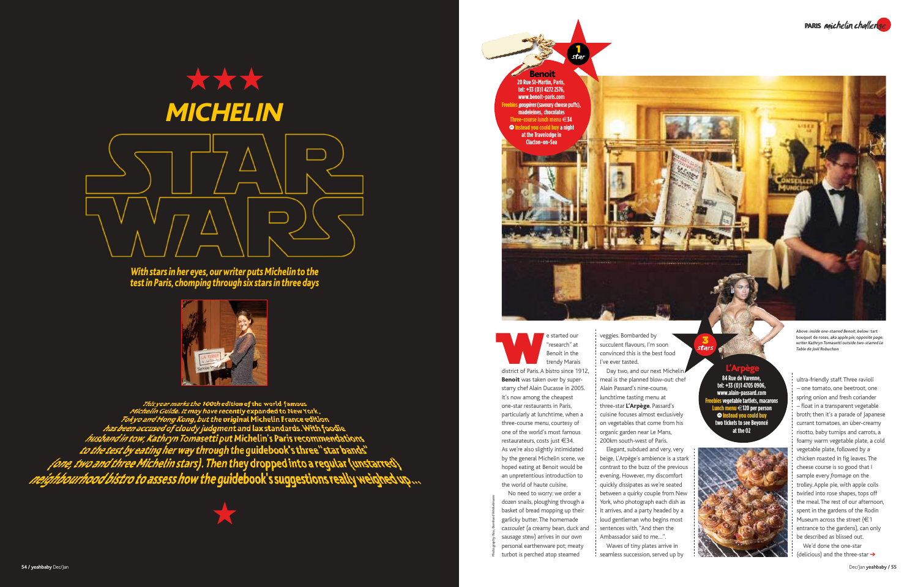★★★

# MICHELIN STAR WARS

*With stars in her eyes, our writer puts Michelin to the test in Paris, chomping through six stars in three days*

*This year marks the 100th edition of the world famous Michelin Guide. It may have recently expanded to New York, Tokyo and Hong Kong, but the original Michelin France edition has been accused of cloudy judgment and lax standards. With foodie husband in tow, Kathryn Tomasetti put Michelin's Paris recommendations to the test by eating her way through the guidebook's three "star bands" (one, two and three Michelin stars). Then they dropped into a regular (unstarred) neighbourhood bistro to assess how the guidebook's suggestions really weighed up...*

★

**1 star**

**Benoit**
**20 Rue St-Martin, Paris, tel: +33 (0)1 4272 2576, www.benoit-paris.com**
**Freebies** *gougères* (savoury cheese puffs), madeleines, chocolates
**Three-course lunch menu** €34
**Instead you could buy** a night at the Travelodge in Clacton-on-Sea

We started our "research" at Benoit in the trendy Marais district of Paris. A bistro since 1912, **Benoit** was taken over by super-starry chef Alain Ducasse in 2005. It's now among the cheapest one-star restaurants in Paris, particularly at lunchtime, when a three-course menu, courtesy of one of the world's most famous restaurateurs, costs just €34. As we're also slightly intimidated by the general Michelin scene, we hoped eating at Benoit would be an unpretentious introduction to the world of haute cuisine.

No need to worry: we order a dozen snails, ploughing through a basket of bread mopping up their garlicky butter. The homemade *cassoulet* (a creamy bean, duck and sausage stew) arrives in our own personal earthenware pot; meaty turbot is perched atop steamed veggies. Bombarded by succulent flavours, I'm soon convinced this is the best food I've ever tasted.

Day two, and our next Michelin meal is the planned blow-out: chef Alain Passard's nine-course, lunchtime tasting menu at three-star **L'Arpège**. Passard's cuisine focuses almost exclusively on vegetables that come from his organic garden near Le Mans, 200km south-west of Paris.

Elegant, subdued and very, very beige, L'Arpège's ambience is a stark contrast to the buzz of the previous evening. However, my discomfort quickly dissipates as we're seated between a quirky couple from New York, who photograph each dish as it arrives, and a party headed by a loud gentleman who begins most sentences with, "And then the Ambassador said to me...".

Waves of tiny plates arrive in seamless succession, served up by ultra-friendly staff. Three ravioli – one tomato, one beetroot, one spring onion and fresh coriander – float in a transparent vegetable broth; then it's a parade of Japanese currant tomatoes, an über-creamy risotto, baby turnips and carrots, a foamy warm vegetable plate, a cold vegetable plate, followed by a chicken roasted in fig leaves. The cheese course is so good that I sample every *fromage* on the trolley. Apple pie, with apple coils twirled into rose shapes, tops off the meal. The rest of our afternoon, spent in the gardens of the Rodin Museum across the street (€1 entrance to the gardens), can only be described as blissed out.

We'd done the one-star (delicious) and the three-star →

**3 stars**

**L'Arpège**
**84 Rue de Varenne, tel: +33 (0)1 4705 0906, www.alain-passard.com**
**Freebies** vegetable tartlets, macarons
**Lunch menu** €120 per person
**Instead you could buy** two tickets to see Beyoncé at the O2

*Above: inside one-starred Benoit; below: tart bouquet de roses, aka apple pie; opposite page: writer Kathryn Tomasetti outside two-starred Le Table de Joël Robuchon*

Photography Rex; Bernhard Winkelmann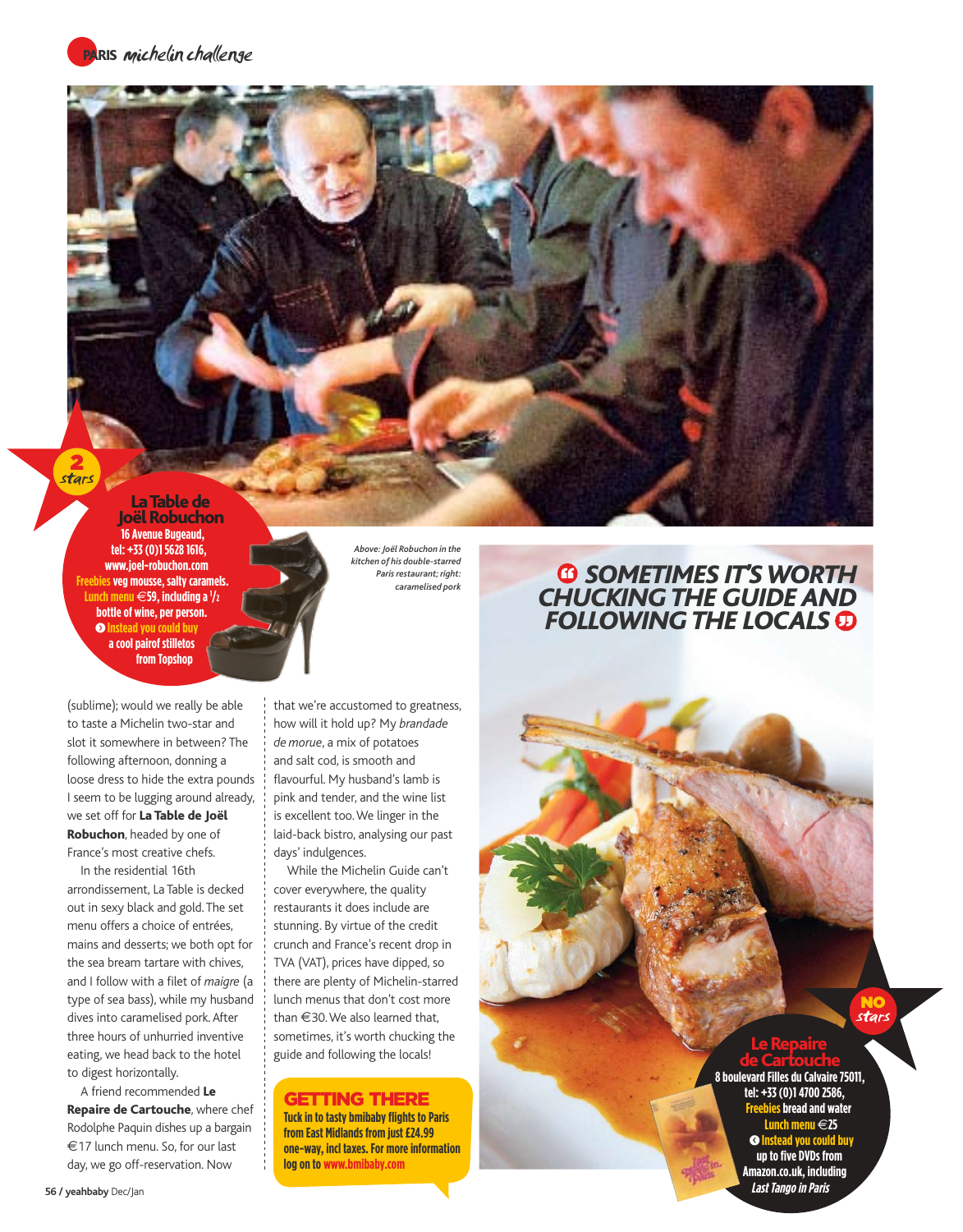2 stars

**La Table de Joël Robuchon**
16 Avenue Bugeaud, tel: +33 (0)1 5628 1616, www.joel-robuchon.com
**Freebies** veg mousse, salty caramels.
**Lunch menu** €59, including a ½ bottle of wine, per person.
**Instead you could buy** a cool pairof stilletos from Topshop

*Above: Joël Robuchon in the kitchen of his double-starred Paris restaurant; right: caramelised pork*

(sublime); would we really be able to taste a Michelin two-star and slot it somewhere in between? The following afternoon, donning a loose dress to hide the extra pounds I seem to be lugging around already, we set off for **La Table de Joël Robuchon**, headed by one of France's most creative chefs.

In the residential 16th arrondissement, La Table is decked out in sexy black and gold. The set menu offers a choice of entrées, mains and desserts; we both opt for the sea bream tartare with chives, and I follow with a filet of *maigre* (a type of sea bass), while my husband dives into caramelised pork. After three hours of unhurried inventive eating, we head back to the hotel to digest horizontally.

A friend recommended **Le Repaire de Cartouche**, where chef Rodolphe Paquin dishes up a bargain €17 lunch menu. So, for our last day, we go off-reservation. Now that we're accustomed to greatness, how will it hold up? My *brandade de morue*, a mix of potatoes and salt cod, is smooth and flavourful. My husband's lamb is pink and tender, and the wine list is excellent too. We linger in the laid-back bistro, analysing our past days' indulgences.

While the Michelin Guide can't cover everywhere, the quality restaurants it does include are stunning. By virtue of the credit crunch and France's recent drop in TVA (VAT), prices have dipped, so there are plenty of Michelin-starred lunch menus that don't cost more than €30. We also learned that, sometimes, it's worth chucking the guide and following the locals!

## GETTING THERE

**Tuck in to tasty bmibaby flights to Paris from East Midlands from just £24.99 one-way, incl taxes. For more information log on to www.bmibaby.com**

> **"SOMETIMES IT'S WORTH CHUCKING THE GUIDE AND FOLLOWING THE LOCALS"**

NO stars

**Le Repaire de Cartouche**
8 boulevard Filles du Calvaire 75011, tel: +33 (0)1 4700 2586,
**Freebies** bread and water
**Lunch menu** €25
**Instead you could buy** up to five DVDs from Amazon.co.uk, including *Last Tango in Paris*